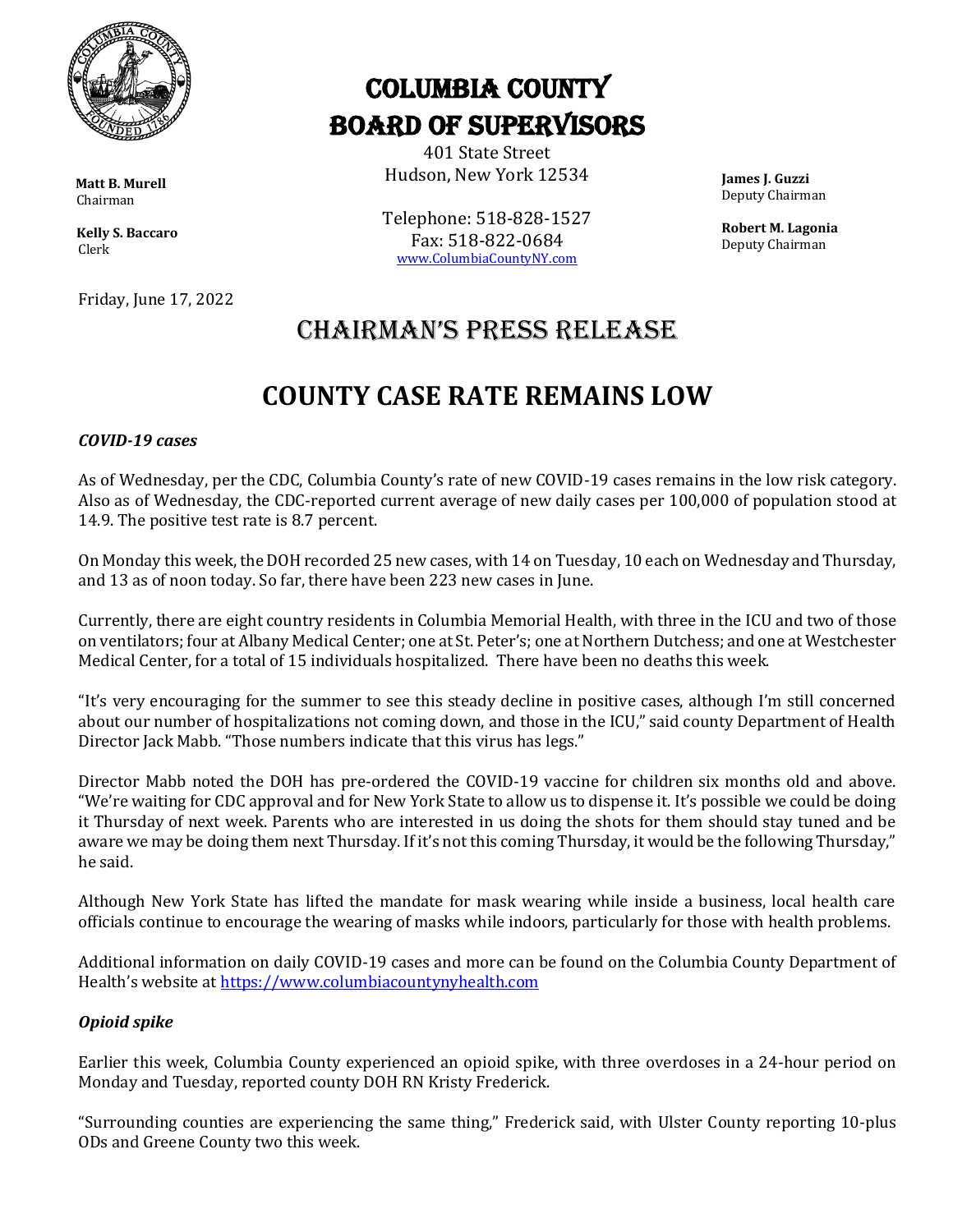# COLUMBIA COUNTY BOARD OF SUPERVISORS

401 State Street
Hudson, New York 12534

Telephone: 518-828-1527
Fax: 518-822-0684
www.ColumbiaCountyNY.com

**Matt B. Murell**
Chairman

**Kelly S. Baccaro**
Clerk

**James J. Guzzi**
Deputy Chairman

**Robert M. Lagonia**
Deputy Chairman

Friday, June 17, 2022

## CHAIRMAN'S PRESS RELEASE

# COUNTY CASE RATE REMAINS LOW

***COVID-19 cases***

As of Wednesday, per the CDC, Columbia County's rate of new COVID-19 cases remains in the low risk category. Also as of Wednesday, the CDC-reported current average of new daily cases per 100,000 of population stood at 14.9. The positive test rate is 8.7 percent.

On Monday this week, the DOH recorded 25 new cases, with 14 on Tuesday, 10 each on Wednesday and Thursday, and 13 as of noon today. So far, there have been 223 new cases in June.

Currently, there are eight country residents in Columbia Memorial Health, with three in the ICU and two of those on ventilators; four at Albany Medical Center; one at St. Peter's; one at Northern Dutchess; and one at Westchester Medical Center, for a total of 15 individuals hospitalized. There have been no deaths this week.

"It's very encouraging for the summer to see this steady decline in positive cases, although I'm still concerned about our number of hospitalizations not coming down, and those in the ICU," said county Department of Health Director Jack Mabb. "Those numbers indicate that this virus has legs."

Director Mabb noted the DOH has pre-ordered the COVID-19 vaccine for children six months old and above. "We're waiting for CDC approval and for New York State to allow us to dispense it. It's possible we could be doing it Thursday of next week. Parents who are interested in us doing the shots for them should stay tuned and be aware we may be doing them next Thursday. If it's not this coming Thursday, it would be the following Thursday," he said.

Although New York State has lifted the mandate for mask wearing while inside a business, local health care officials continue to encourage the wearing of masks while indoors, particularly for those with health problems.

Additional information on daily COVID-19 cases and more can be found on the Columbia County Department of Health's website at https://www.columbiacountynyhealth.com

***Opioid spike***

Earlier this week, Columbia County experienced an opioid spike, with three overdoses in a 24-hour period on Monday and Tuesday, reported county DOH RN Kristy Frederick.

"Surrounding counties are experiencing the same thing," Frederick said, with Ulster County reporting 10-plus ODs and Greene County two this week.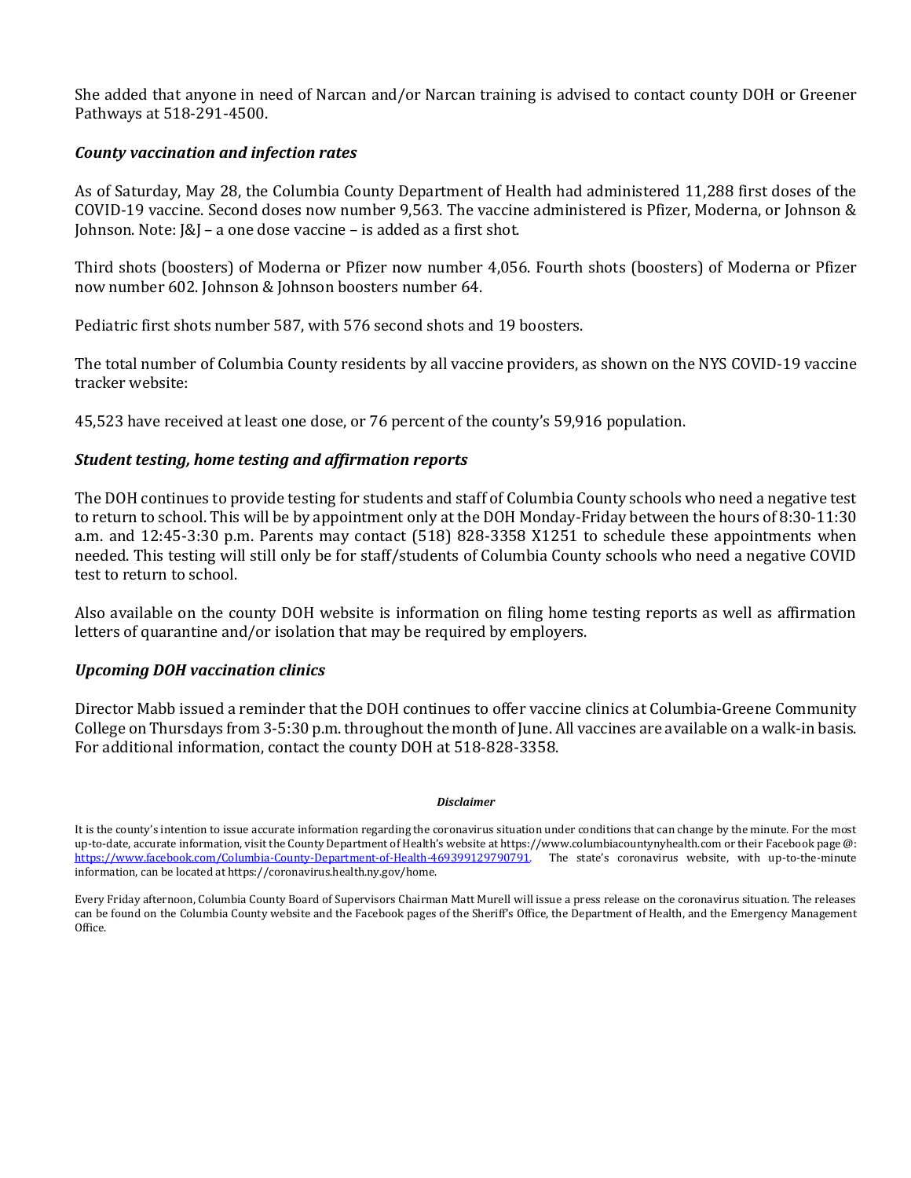She added that anyone in need of Narcan and/or Narcan training is advised to contact county DOH or Greener Pathways at 518-291-4500.

### *County vaccination and infection rates*

As of Saturday, May 28, the Columbia County Department of Health had administered 11,288 first doses of the COVID-19 vaccine. Second doses now number 9,563. The vaccine administered is Pfizer, Moderna, or Johnson & Johnson. Note: J&J – a one dose vaccine – is added as a first shot.

Third shots (boosters) of Moderna or Pfizer now number 4,056. Fourth shots (boosters) of Moderna or Pfizer now number 602. Johnson & Johnson boosters number 64.

Pediatric first shots number 587, with 576 second shots and 19 boosters.

The total number of Columbia County residents by all vaccine providers, as shown on the NYS COVID-19 vaccine tracker website:

45,523 have received at least one dose, or 76 percent of the county's 59,916 population.

### *Student testing, home testing and affirmation reports*

The DOH continues to provide testing for students and staff of Columbia County schools who need a negative test to return to school. This will be by appointment only at the DOH Monday-Friday between the hours of 8:30-11:30 a.m. and 12:45-3:30 p.m. Parents may contact (518) 828-3358 X1251 to schedule these appointments when needed. This testing will still only be for staff/students of Columbia County schools who need a negative COVID test to return to school.

Also available on the county DOH website is information on filing home testing reports as well as affirmation letters of quarantine and/or isolation that may be required by employers.

### *Upcoming DOH vaccination clinics*

Director Mabb issued a reminder that the DOH continues to offer vaccine clinics at Columbia-Greene Community College on Thursdays from 3-5:30 p.m. throughout the month of June. All vaccines are available on a walk-in basis. For additional information, contact the county DOH at 518-828-3358.

***Disclaimer***

It is the county's intention to issue accurate information regarding the coronavirus situation under conditions that can change by the minute. For the most up-to-date, accurate information, visit the County Department of Health's website at https://www.columbiacountynyhealth.com or their Facebook page @: https://www.facebook.com/Columbia-County-Department-of-Health-469399129790791. The state's coronavirus website, with up-to-the-minute information, can be located at https://coronavirus.health.ny.gov/home.

Every Friday afternoon, Columbia County Board of Supervisors Chairman Matt Murell will issue a press release on the coronavirus situation. The releases can be found on the Columbia County website and the Facebook pages of the Sheriff's Office, the Department of Health, and the Emergency Management Office.